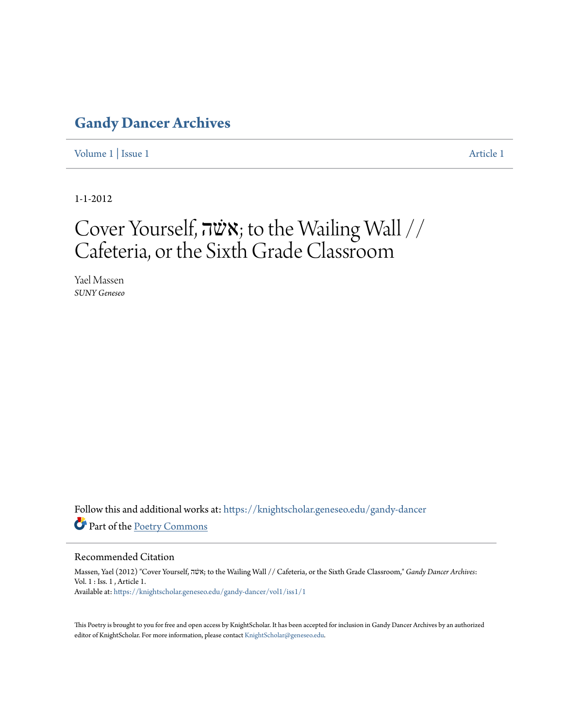# Gandy Dancer Archives

Volume 1 | Issue 1 Article 1

1-1-2012

# Cover Yourself, אשׁה; to the Wailing Wall // Cafeteria, or the Sixth Grade Classroom

Yael Massen
*SUNY Geneseo*

Follow this and additional works at: https://knightscholar.geneseo.edu/gandy-dancer

Part of the Poetry Commons

## Recommended Citation

Massen, Yael (2012) "Cover Yourself, אשׁה; to the Wailing Wall // Cafeteria, or the Sixth Grade Classroom," *Gandy Dancer Archives*: Vol. 1 : Iss. 1 , Article 1.
Available at: https://knightscholar.geneseo.edu/gandy-dancer/vol1/iss1/1

This Poetry is brought to you for free and open access by KnightScholar. It has been accepted for inclusion in Gandy Dancer Archives by an authorized editor of KnightScholar. For more information, please contact KnightScholar@geneseo.edu.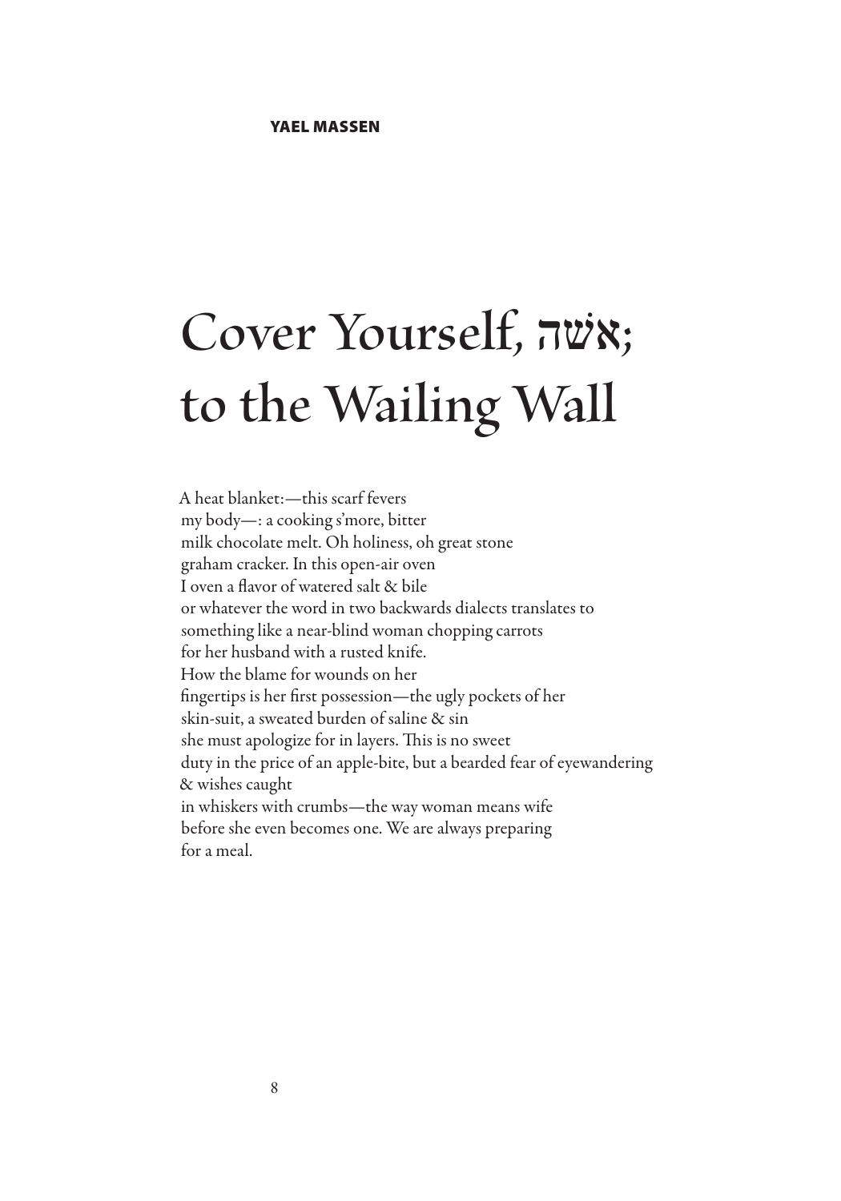**YAEL MASSEN**

# Cover Yourself, אשה; to the Wailing Wall

A heat blanket:—this scarf fevers  
my body—: a cooking s'more, bitter  
milk chocolate melt. Oh holiness, oh great stone  
graham cracker. In this open-air oven  
I oven a flavor of watered salt & bile  
or whatever the word in two backwards dialects translates to  
something like a near-blind woman chopping carrots  
for her husband with a rusted knife.  
How the blame for wounds on her  
fingertips is her first possession—the ugly pockets of her  
skin-suit, a sweated burden of saline & sin  
she must apologize for in layers. This is no sweet  
duty in the price of an apple-bite, but a bearded fear of eyewandering  
& wishes caught  
in whiskers with crumbs—the way woman means wife  
before she even becomes one. We are always preparing  
for a meal.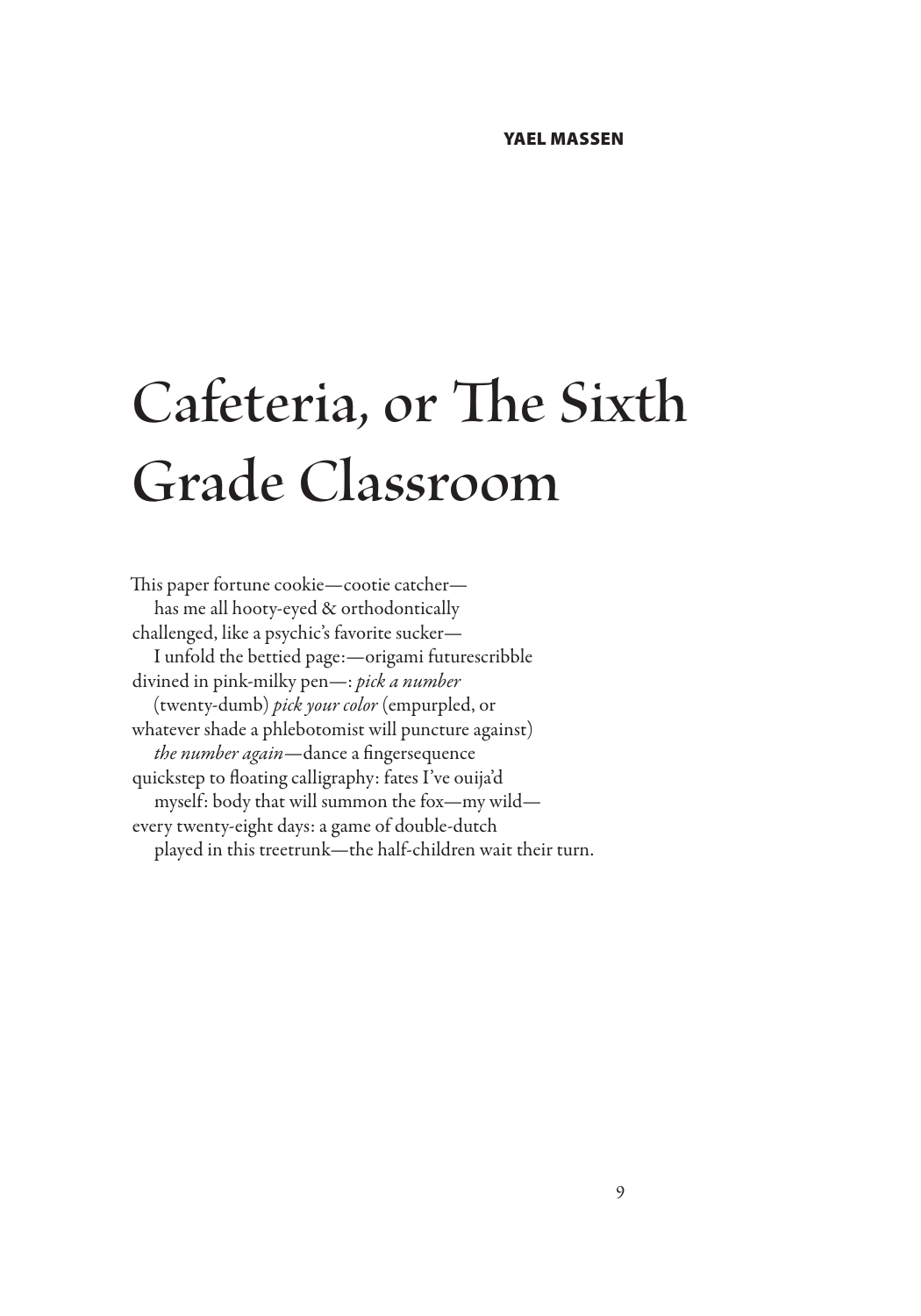**YAEL MASSEN**

# Cafeteria, or The Sixth Grade Classroom

This paper fortune cookie—cootie catcher—
&nbsp;&nbsp;&nbsp;&nbsp;has me all hooty-eyed & orthodontically
challenged, like a psychic's favorite sucker—
&nbsp;&nbsp;&nbsp;&nbsp;I unfold the bettied page:—origami futurescribble
divined in pink-milky pen—: *pick a number*
&nbsp;&nbsp;&nbsp;&nbsp;(twenty-dumb) *pick your color* (empurpled, or
whatever shade a phlebotomist will puncture against)
&nbsp;&nbsp;&nbsp;&nbsp;*the number again*—dance a fingersequence
quickstep to floating calligraphy: fates I've ouija'd
&nbsp;&nbsp;&nbsp;&nbsp;myself: body that will summon the fox—my wild—
every twenty-eight days: a game of double-dutch
&nbsp;&nbsp;&nbsp;&nbsp;played in this treetrunk—the half-children wait their turn.